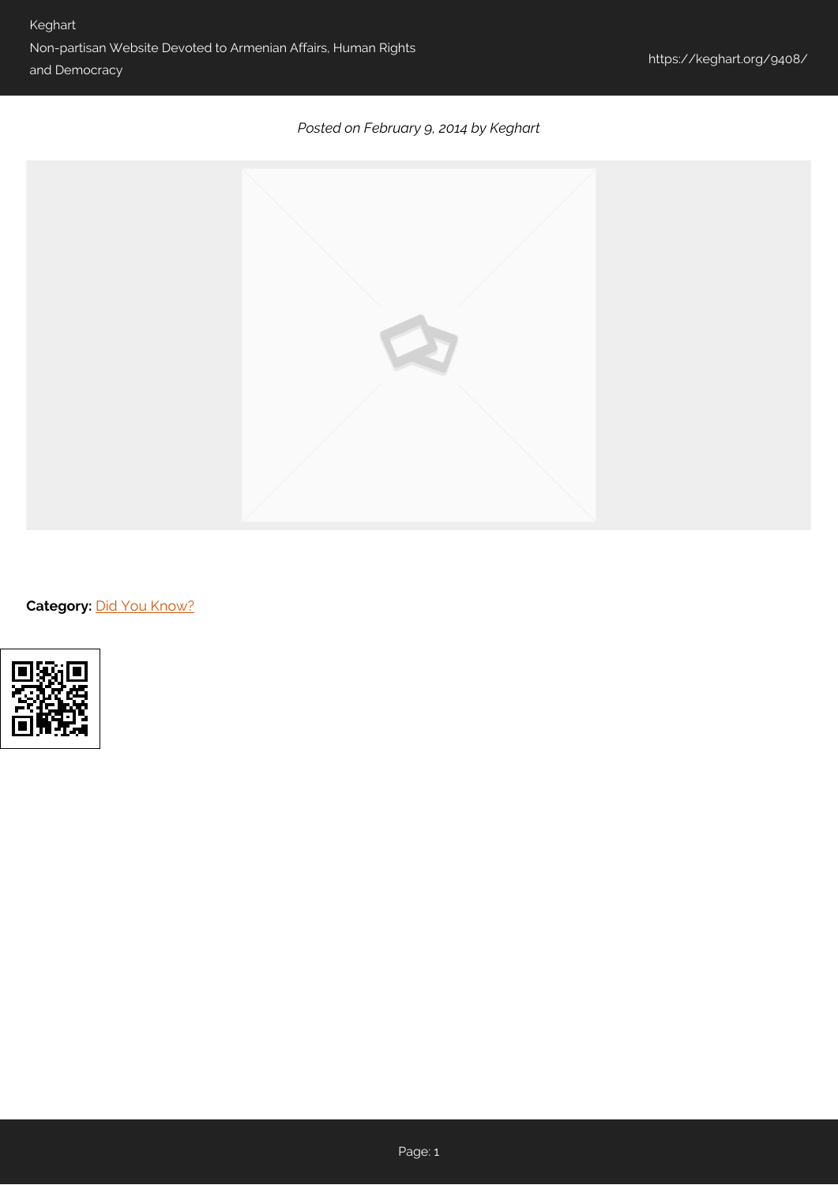*Posted on February 9, 2014 by Keghart*

**Category:** Did You Know?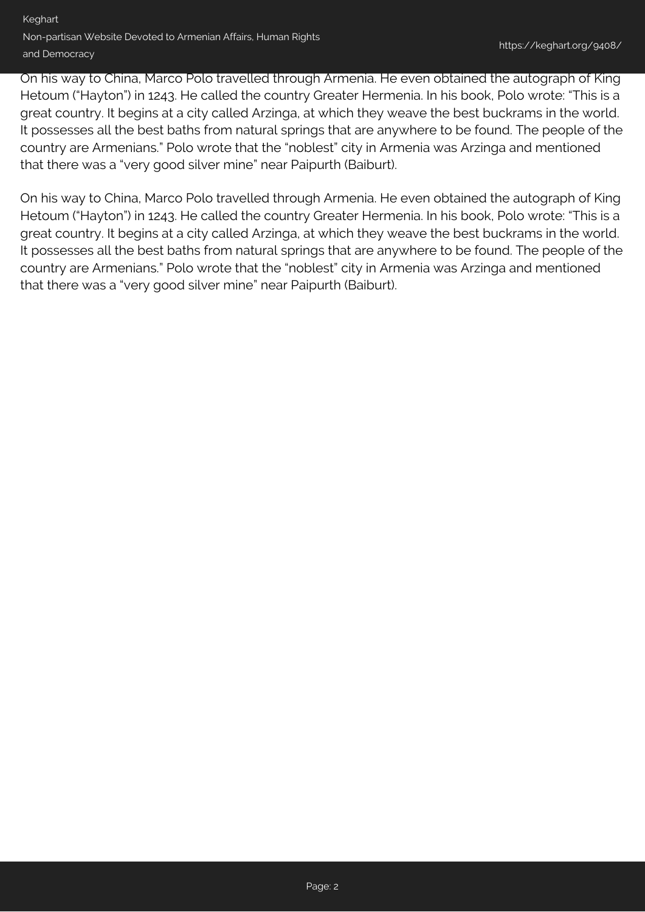On his way to China, Marco Polo travelled through Armenia. He even obtained the autograph of King Hetoum ("Hayton") in 1243. He called the country Greater Hermenia. In his book, Polo wrote: "This is a great country. It begins at a city called Arzinga, at which they weave the best buckrams in the world. It possesses all the best baths from natural springs that are anywhere to be found. The people of the country are Armenians." Polo wrote that the "noblest" city in Armenia was Arzinga and mentioned that there was a "very good silver mine" near Paipurth (Baiburt).

On his way to China, Marco Polo travelled through Armenia. He even obtained the autograph of King Hetoum ("Hayton") in 1243. He called the country Greater Hermenia. In his book, Polo wrote: "This is a great country. It begins at a city called Arzinga, at which they weave the best buckrams in the world. It possesses all the best baths from natural springs that are anywhere to be found. The people of the country are Armenians." Polo wrote that the "noblest" city in Armenia was Arzinga and mentioned that there was a "very good silver mine" near Paipurth (Baiburt).